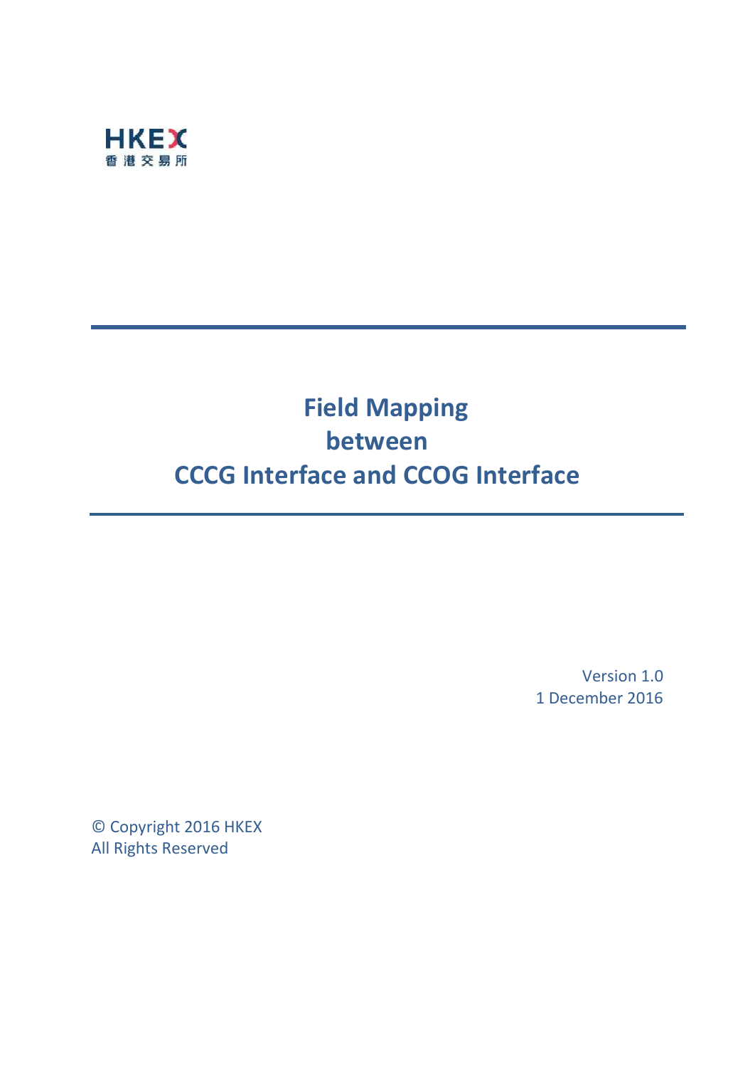HKEX
香港交易所

# Field Mapping between CCCG Interface and CCOG Interface

Version 1.0
1 December 2016

© Copyright 2016 HKEX
All Rights Reserved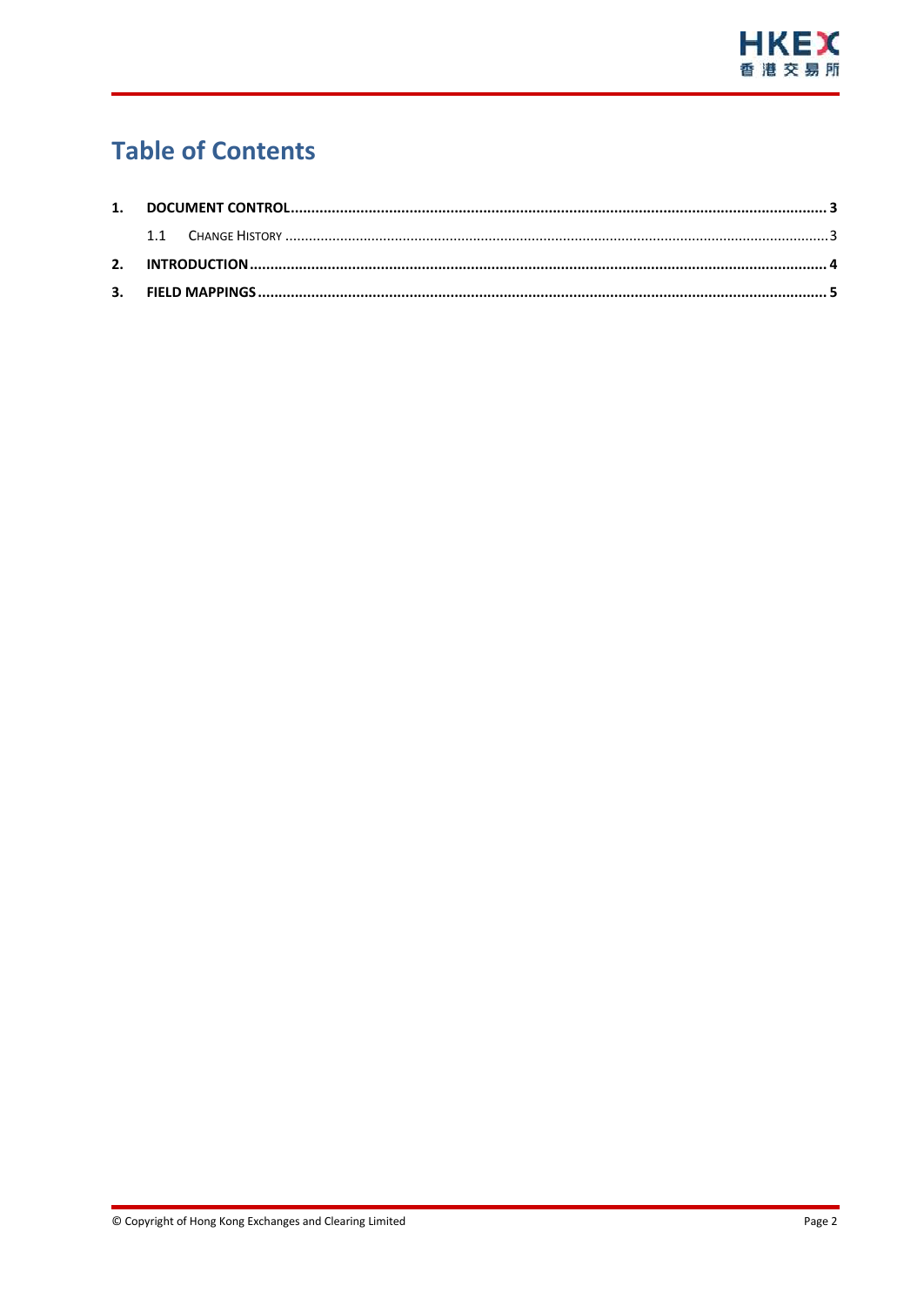# Table of Contents

1. DOCUMENT CONTROL ........................................................................ 3
   - 1.1 CHANGE HISTORY ........................................................................ 3
2. INTRODUCTION ........................................................................ 4
3. FIELD MAPPINGS ........................................................................ 5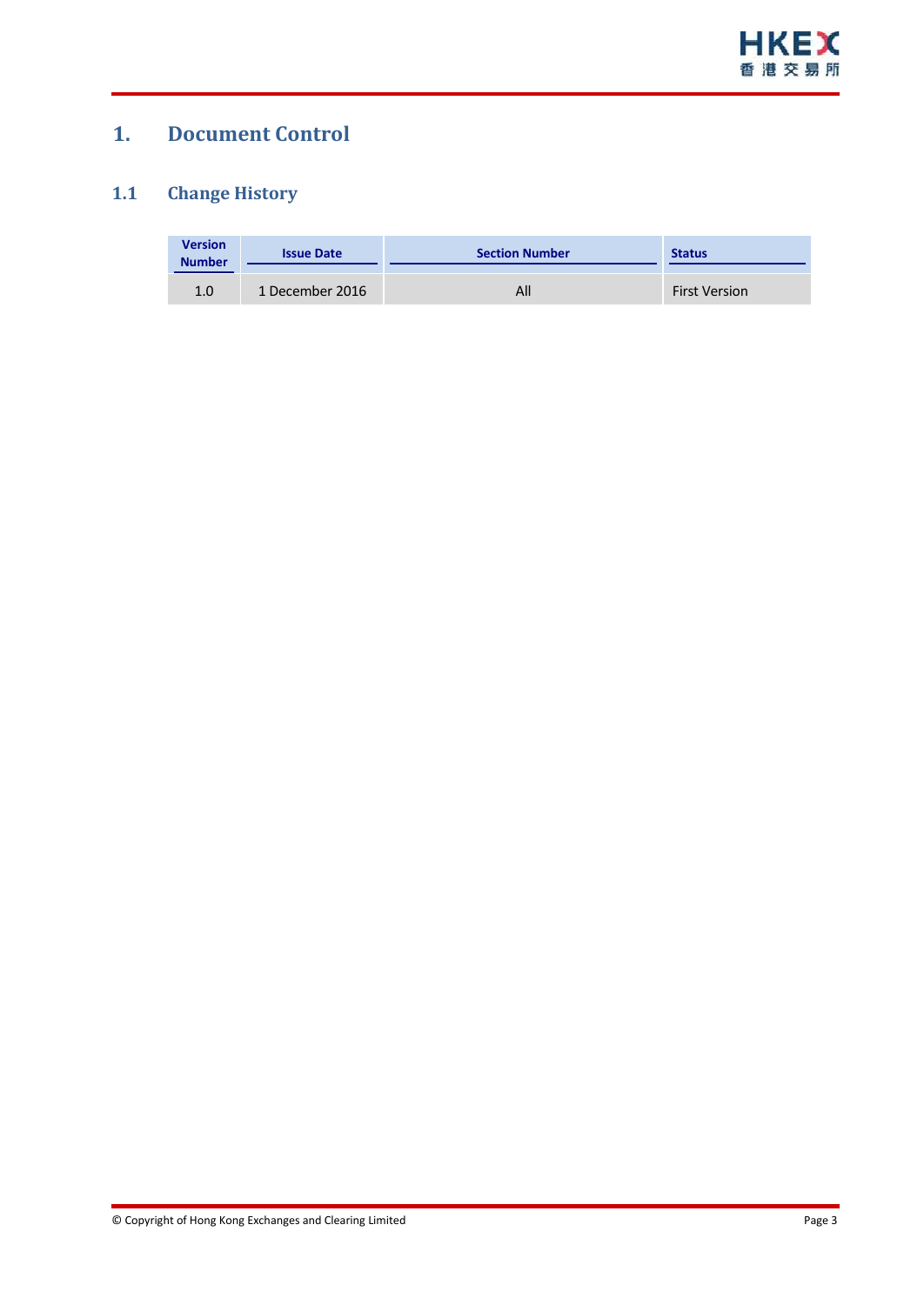# 1. Document Control

## 1.1 Change History

| Version Number | Issue Date | Section Number | Status |
|---|---|---|---|
| 1.0 | 1 December 2016 | All | First Version |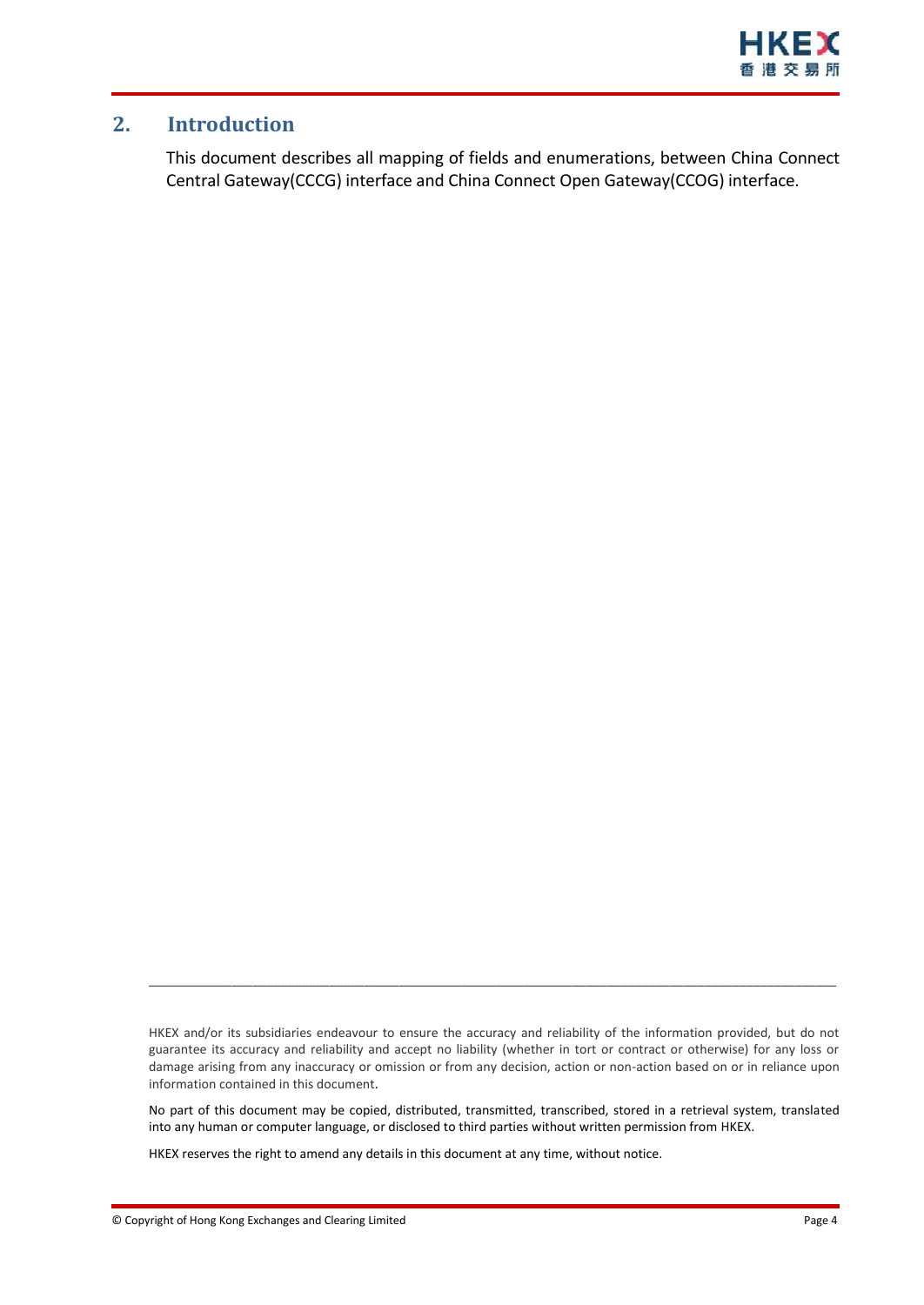## 2. Introduction

This document describes all mapping of fields and enumerations, between China Connect Central Gateway(CCCG) interface and China Connect Open Gateway(CCOG) interface.

---

HKEX and/or its subsidiaries endeavour to ensure the accuracy and reliability of the information provided, but do not guarantee its accuracy and reliability and accept no liability (whether in tort or contract or otherwise) for any loss or damage arising from any inaccuracy or omission or from any decision, action or non-action based on or in reliance upon information contained in this document.

No part of this document may be copied, distributed, transmitted, transcribed, stored in a retrieval system, translated into any human or computer language, or disclosed to third parties without written permission from HKEX.

HKEX reserves the right to amend any details in this document at any time, without notice.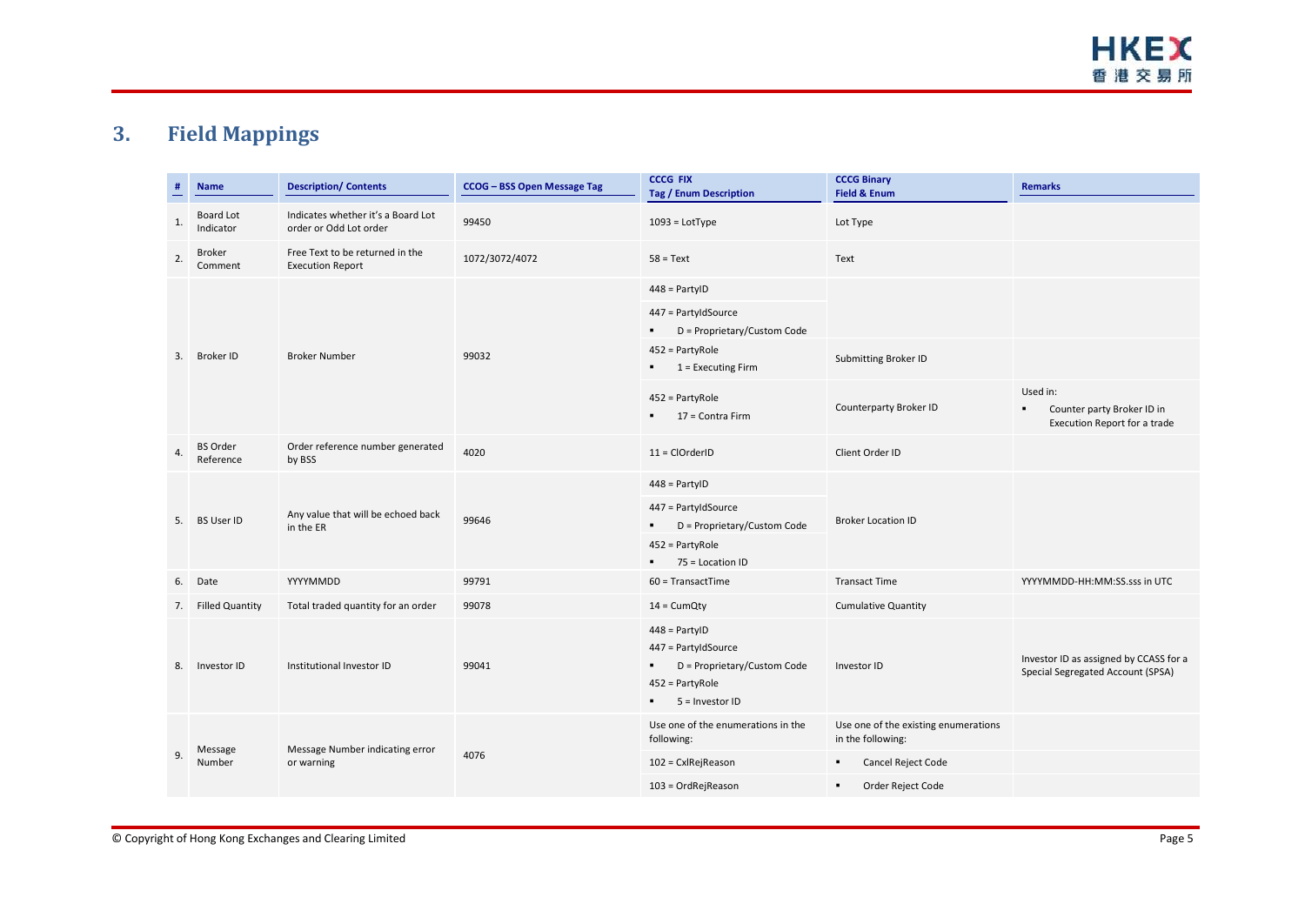# 3. Field Mappings

| # | Name | Description/ Contents | CCOG – BSS Open Message Tag | CCCG FIX Tag / Enum Description | CCCG Binary Field & Enum | Remarks |
|---|---|---|---|---|---|---|
| 1. | Board Lot Indicator | Indicates whether it's a Board Lot order or Odd Lot order | 99450 | 1093 = LotType | Lot Type | |
| 2. | Broker Comment | Free Text to be returned in the Execution Report | 1072/3072/4072 | 58 = Text | Text | |
| 3. | Broker ID | Broker Number | 99032 | 448 = PartyID | | |
| | | | | 447 = PartyIdSource <br> ▪ D = Proprietary/Custom Code | | |
| | | | | 452 = PartyRole <br> ▪ 1 = Executing Firm | Submitting Broker ID | |
| | | | | 452 = PartyRole <br> ▪ 17 = Contra Firm | Counterparty Broker ID | Used in: <br> ▪ Counter party Broker ID in Execution Report for a trade |
| 4. | BS Order Reference | Order reference number generated by BSS | 4020 | 11 = ClOrderID | Client Order ID | |
| 5. | BS User ID | Any value that will be echoed back in the ER | 99646 | 448 = PartyID <br> 447 = PartyIdSource <br> ▪ D = Proprietary/Custom Code <br> 452 = PartyRole <br> ▪ 75 = Location ID | Broker Location ID | |
| 6. | Date | YYYYMMDD | 99791 | 60 = TransactTime | Transact Time | YYYYMMDD-HH:MM:SS.sss in UTC |
| 7. | Filled Quantity | Total traded quantity for an order | 99078 | 14 = CumQty | Cumulative Quantity | |
| 8. | Investor ID | Institutional Investor ID | 99041 | 448 = PartyID <br> 447 = PartyIdSource <br> ▪ D = Proprietary/Custom Code <br> 452 = PartyRole <br> ▪ 5 = Investor ID | Investor ID | Investor ID as assigned by CCASS for a Special Segregated Account (SPSA) |
| 9. | Message Number | Message Number indicating error or warning | 4076 | Use one of the enumerations in the following: | Use one of the existing enumerations in the following: | |
| | | | | 102 = CxlRejReason | ▪ Cancel Reject Code | |
| | | | | 103 = OrdRejReason | ▪ Order Reject Code | |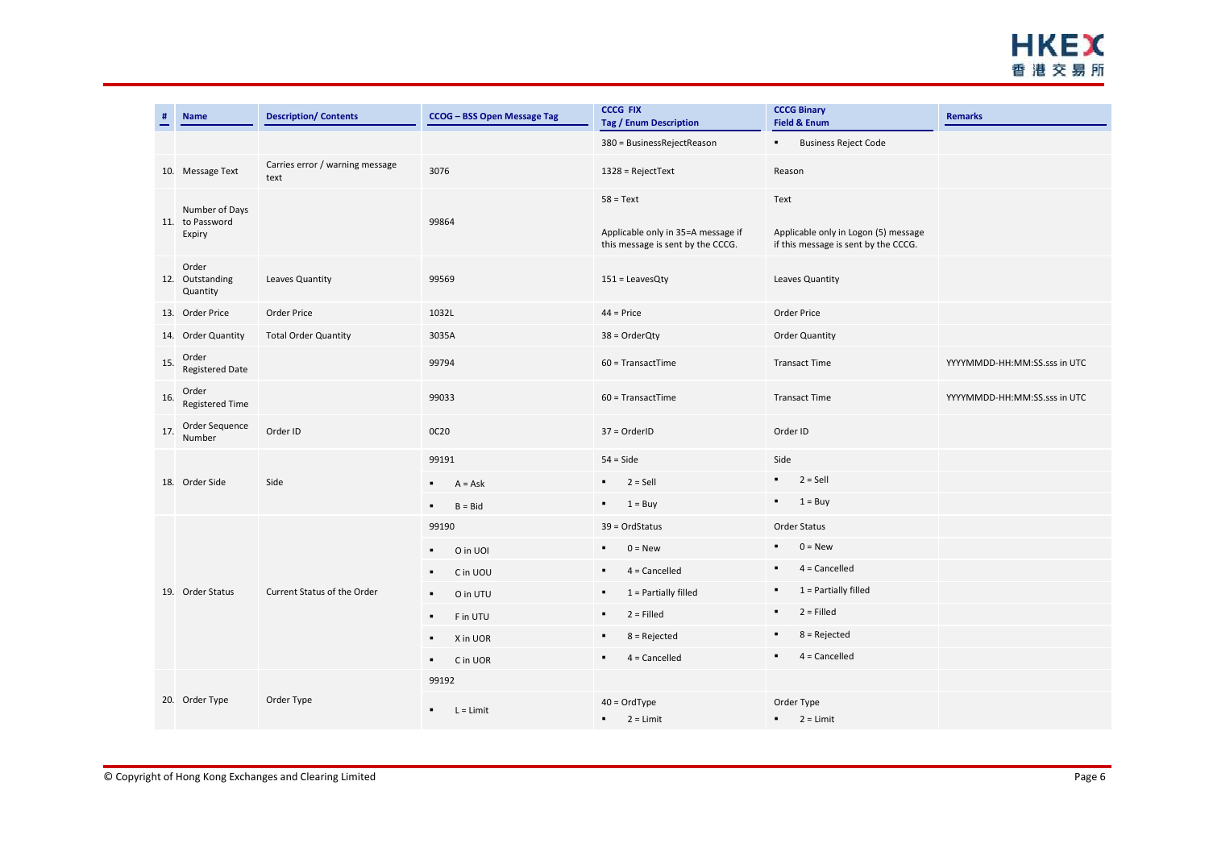| # | Name | Description/ Contents | CCOG – BSS Open Message Tag | CCCG FIX Tag / Enum Description | CCCG Binary Field & Enum | Remarks |
|---|---|---|---|---|---|---|
| | | | | 380 = BusinessRejectReason | ▪ Business Reject Code | |
| 10. | Message Text | Carries error / warning message text | 3076 | 1328 = RejectText | Reason | |
| 11. | Number of Days to Password Expiry | | 99864 | 58 = Text<br><br>Applicable only in 35=A message if this message is sent by the CCCG. | Text<br><br>Applicable only in Logon (5) message if this message is sent by the CCCG. | |
| 12. | Order Outstanding Quantity | Leaves Quantity | 99569 | 151 = LeavesQty | Leaves Quantity | |
| 13. | Order Price | Order Price | 1032L | 44 = Price | Order Price | |
| 14. | Order Quantity | Total Order Quantity | 3035A | 38 = OrderQty | Order Quantity | |
| 15. | Order Registered Date | | 99794 | 60 = TransactTime | Transact Time | YYYYMMDD-HH:MM:SS.sss in UTC |
| 16. | Order Registered Time | | 99033 | 60 = TransactTime | Transact Time | YYYYMMDD-HH:MM:SS.sss in UTC |
| 17. | Order Sequence Number | Order ID | 0C20 | 37 = OrderID | Order ID | |
| 18. | Order Side | Side | 99191 | 54 = Side | Side | |
| | | | ▪ A = Ask | ▪ 2 = Sell | ▪ 2 = Sell | |
| | | | ▪ B = Bid | ▪ 1 = Buy | ▪ 1 = Buy | |
| 19. | Order Status | Current Status of the Order | 99190 | 39 = OrdStatus | Order Status | |
| | | | ▪ O in UOI | ▪ 0 = New | ▪ 0 = New | |
| | | | ▪ C in UOU | ▪ 4 = Cancelled | ▪ 4 = Cancelled | |
| | | | ▪ O in UTU | ▪ 1 = Partially filled | ▪ 1 = Partially filled | |
| | | | ▪ F in UTU | ▪ 2 = Filled | ▪ 2 = Filled | |
| | | | ▪ X in UOR | ▪ 8 = Rejected | ▪ 8 = Rejected | |
| | | | ▪ C in UOR | ▪ 4 = Cancelled | ▪ 4 = Cancelled | |
| 20. | Order Type | Order Type | 99192 | | | |
| | | | ▪ L = Limit | 40 = OrdType<br>▪ 2 = Limit | Order Type<br>▪ 2 = Limit | |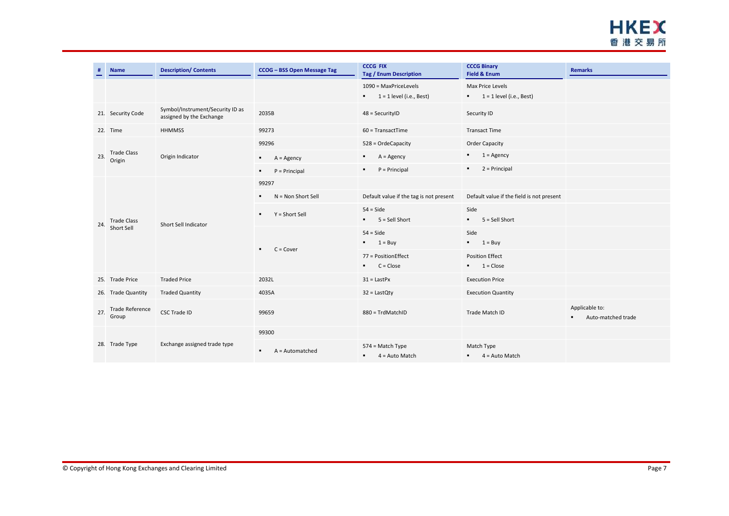| # | Name | Description/ Contents | CCOG – BSS Open Message Tag | CCCG FIX Tag / Enum Description | CCCG Binary Field & Enum | Remarks |
|---|---|---|---|---|---|---|
| | | | | 1090 = MaxPriceLevels<br>▪ 1 = 1 level (i.e., Best) | Max Price Levels<br>▪ 1 = 1 level (i.e., Best) | |
| 21. | Security Code | Symbol/Instrument/Security ID as assigned by the Exchange | 2035B | 48 = SecurityID | Security ID | |
| 22. | Time | HHMMSS | 99273 | 60 = TransactTime | Transact Time | |
| 23. | Trade Class Origin | Origin Indicator | 99296 | 528 = OrdeCapacity | Order Capacity | |
| | | | ▪ A = Agency | ▪ A = Agency | ▪ 1 = Agency | |
| | | | ▪ P = Principal | ▪ P = Principal | ▪ 2 = Principal | |
| 24. | Trade Class Short Sell | Short Sell Indicator | 99297 | | | |
| | | | ▪ N = Non Short Sell | Default value if the tag is not present | Default value if the field is not present | |
| | | | ▪ Y = Short Sell | 54 = Side<br>▪ 5 = Sell Short | Side<br>▪ 5 = Sell Short | |
| | | | ▪ C = Cover | 54 = Side<br>▪ 1 = Buy | Side<br>▪ 1 = Buy | |
| | | | | 77 = PositionEffect<br>▪ C = Close | Position Effect<br>▪ 1 = Close | |
| 25. | Trade Price | Traded Price | 2032L | 31 = LastPx | Execution Price | |
| 26. | Trade Quantity | Traded Quantity | 4035A | 32 = LastQty | Execution Quantity | |
| 27. | Trade Reference Group | CSC Trade ID | 99659 | 880 = TrdMatchID | Trade Match ID | Applicable to:<br>▪ Auto-matched trade |
| 28. | Trade Type | Exchange assigned trade type | 99300 | | | |
| | | | ▪ A = Automatched | 574 = Match Type<br>▪ 4 = Auto Match | Match Type<br>▪ 4 = Auto Match | |